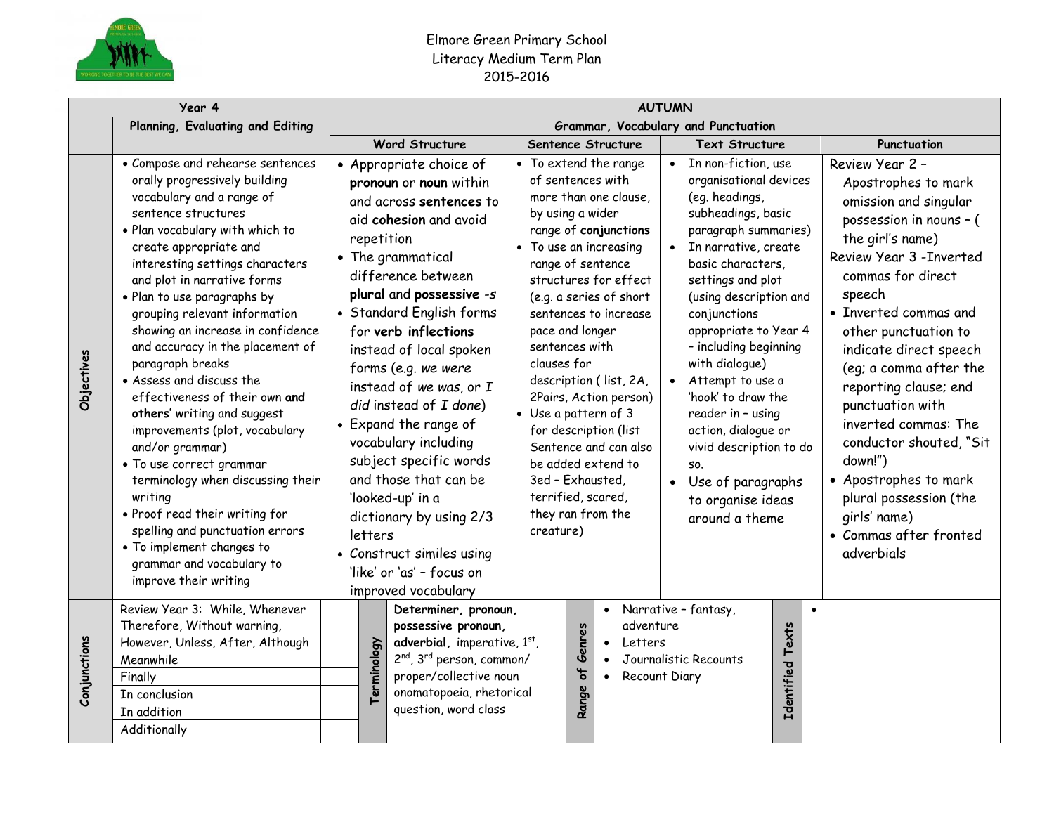Elmore Green Primary School
Literacy Medium Term Plan
2015-2016

| Year 4 | | AUTUMN | | | | |
|---|---|---|---|---|---|---|
| | Planning, Evaluating and Editing | Grammar, Vocabulary and Punctuation | | | | |
| | | Word Structure | Sentence Structure | Text Structure | Punctuation | |
| Objectives | • Compose and rehearse sentences orally progressively building vocabulary and a range of sentence structures<br>• Plan vocabulary with which to create appropriate and interesting settings characters and plot in narrative forms<br>• Plan to use paragraphs by grouping relevant information showing an increase in confidence and accuracy in the placement of paragraph breaks<br>• Assess and discuss the effectiveness of their own **and others'** writing and suggest improvements (plot, vocabulary and/or grammar)<br>• To use correct grammar terminology when discussing their writing<br>• Proof read their writing for spelling and punctuation errors<br>• To implement changes to grammar and vocabulary to improve their writing | • Appropriate choice of **pronoun** or **noun** within and across **sentences** to aid **cohesion** and avoid repetition<br>• The grammatical difference between **plural** and **possessive** *-s*<br>• Standard English forms for **verb inflections** instead of local spoken forms (e.g. *we were* instead of *we was*, or *I did* instead of *I done*)<br>• Expand the range of vocabulary including subject specific words and those that can be 'looked-up' in a dictionary by using 2/3 letters<br>• Construct similes using 'like' or 'as' – focus on improved vocabulary | • To extend the range of sentences with more than one clause, by using a wider range of **conjunctions**<br>• To use an increasing range of sentence structures for effect (e.g. a series of short sentences to increase pace and longer sentences with clauses for description ( list, 2A, 2Pairs, Action person)<br>• Use a pattern of 3 for description (list Sentence and can also be added extend to 3ed – Exhausted, terrified, scared, they ran from the creature) | • In non-fiction, use organisational devices (eg. headings, subheadings, basic paragraph summaries)<br>• In narrative, create basic characters, settings and plot (using description and conjunctions appropriate to Year 4 – including beginning with dialogue)<br>• Attempt to use a 'hook' to draw the reader in – using action, dialogue or vivid description to do so.<br>• Use of paragraphs to organise ideas around a theme | Review Year 2 – Apostrophes to mark omission and singular possession in nouns – ( the girl's name)<br>Review Year 3 -Inverted commas for direct speech<br>• Inverted commas and other punctuation to indicate direct speech (eg; a comma after the reporting clause; end punctuation with inverted commas: The conductor shouted, "Sit down!")<br>• Apostrophes to mark plural possession (the girls' name)<br>• Commas after fronted adverbials | |

| Conjunctions | | Terminology | | Range of Genres | | Identified Texts | |
|---|---|---|---|---|---|---|---|
| Review Year 3: While, Whenever Therefore, Without warning, However, Unless, After, Although | | | **Determiner, pronoun, possessive pronoun, adverbial,** imperative, 1st, 2nd, 3rd person, common/ proper/collective noun onomatopoeia, rhetorical question, word class | | • Narrative – fantasy, adventure<br>• Letters<br>• Journalistic Recounts<br>• Recount Diary | | • |
| Meanwhile | | | | | | | |
| Finally | | | | | | | |
| In conclusion | | | | | | | |
| In addition | | | | | | | |
| Additionally | | | | | | | |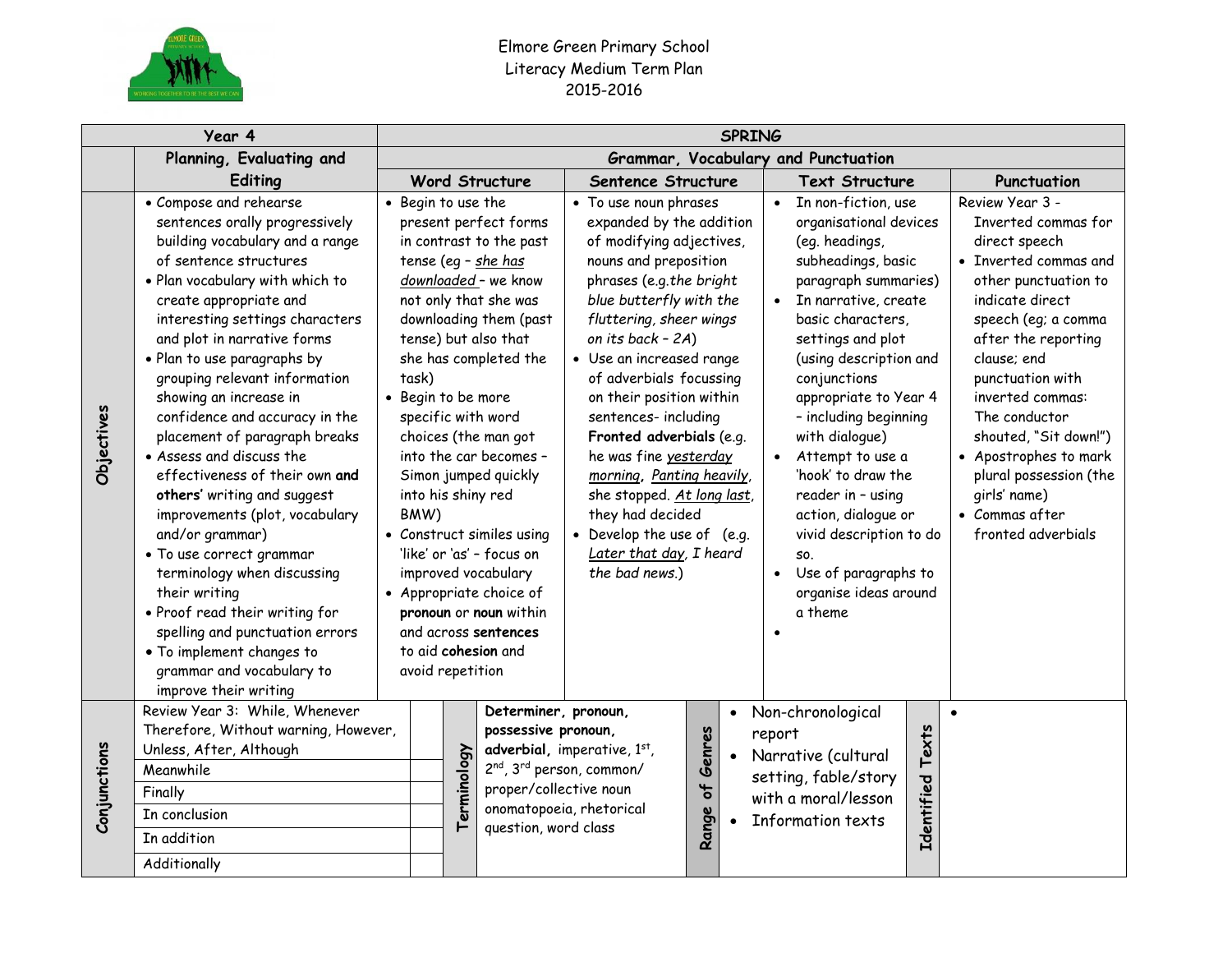Elmore Green Primary School
Literacy Medium Term Plan
2015-2016

| Year 4 | | SPRING | | | |
|---|---|---|---|---|---|
| | Planning, Evaluating and Editing | Grammar, Vocabulary and Punctuation | | | |
| | | Word Structure | Sentence Structure | Text Structure | Punctuation |
| Objectives | • Compose and rehearse sentences orally progressively building vocabulary and a range of sentence structures<br>• Plan vocabulary with which to create appropriate and interesting settings characters and plot in narrative forms<br>• Plan to use paragraphs by grouping relevant information showing an increase in confidence and accuracy in the placement of paragraph breaks<br>• Assess and discuss the effectiveness of their own **and others'** writing and suggest improvements (plot, vocabulary and/or grammar)<br>• To use correct grammar terminology when discussing their writing<br>• Proof read their writing for spelling and punctuation errors<br>• To implement changes to grammar and vocabulary to improve their writing | • Begin to use the present perfect forms in contrast to the past tense (eg – _she has downloaded_ – we know not only that she was downloading them (past tense) but also that she has completed the task)<br>• Begin to be more specific with word choices (the man got into the car becomes – Simon jumped quickly into his shiny red BMW)<br>• Construct similes using 'like' or 'as' – focus on improved vocabulary<br>• Appropriate choice of **pronoun** or **noun** within and across **sentences** to aid **cohesion** and avoid repetition | • To use noun phrases expanded by the addition of modifying adjectives, nouns and preposition phrases (e.g.*the bright blue butterfly with the fluttering, sheer wings on its back – 2A*)<br>• Use an increased range of adverbials focussing on their position within sentences- including **Fronted adverbials** (e.g. he was fine _yesterday morning_, _Panting heavily_, she stopped. _At long last_, they had decided<br>• Develop the use of (e.g. _Later that day_, *I heard the bad news*.) | • In non-fiction, use organisational devices (eg. headings, subheadings, basic paragraph summaries)<br>• In narrative, create basic characters, settings and plot (using description and conjunctions appropriate to Year 4 – including beginning with dialogue)<br>• Attempt to use a 'hook' to draw the reader in – using action, dialogue or vivid description to do so.<br>• Use of paragraphs to organise ideas around a theme<br>• | Review Year 3 - Inverted commas for direct speech<br>• Inverted commas and other punctuation to indicate direct speech (eg; a comma after the reporting clause; end punctuation with inverted commas: The conductor shouted, "Sit down!")<br>• Apostrophes to mark plural possession (the girls' name)<br>• Commas after fronted adverbials |

| Conjunctions | | Terminology | | Range of Genres | | Identified Texts | |
|---|---|---|---|---|---|---|---|
| | Review Year 3: While, Whenever Therefore, Without warning, However, Unless, After, Although<br>Meanwhile<br>Finally<br>In conclusion<br>In addition<br>Additionally | | **Determiner**, **pronoun**, **possessive pronoun**, **adverbial**, imperative, 1st, 2nd, 3rd person, common/ proper/collective noun onomatopoeia, rhetorical question, word class | | • Non-chronological report<br>• Narrative (cultural setting, fable/story with a moral/lesson<br>• Information texts | | • |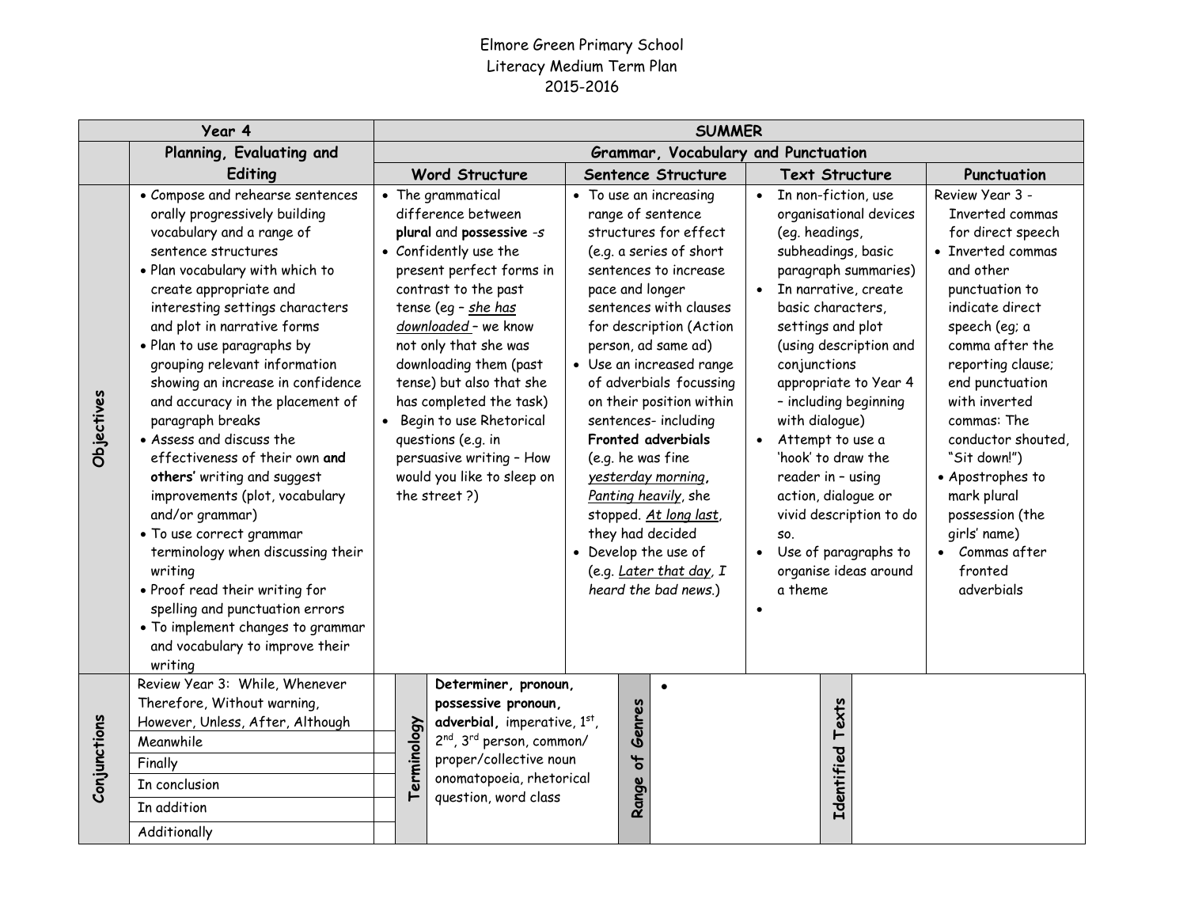Elmore Green Primary School
Literacy Medium Term Plan
2015-2016

| Year 4 | | SUMMER | | | |
|---|---|---|---|---|---|
| | **Planning, Evaluating and Editing** | **Grammar, Vocabulary and Punctuation** | | | |
| | | **Word Structure** | **Sentence Structure** | **Text Structure** | **Punctuation** |
| **Objectives** | • Compose and rehearse sentences orally progressively building vocabulary and a range of sentence structures<br>• Plan vocabulary with which to create appropriate and interesting settings characters and plot in narrative forms<br>• Plan to use paragraphs by grouping relevant information showing an increase in confidence and accuracy in the placement of paragraph breaks<br>• Assess and discuss the effectiveness of their own **and others'** writing and suggest improvements (plot, vocabulary and/or grammar)<br>• To use correct grammar terminology when discussing their writing<br>• Proof read their writing for spelling and punctuation errors<br>• To implement changes to grammar and vocabulary to improve their writing | • The grammatical difference between **plural** and **possessive** *-s*<br>• Confidently use the present perfect forms in contrast to the past tense (eg – *she has downloaded* – we know not only that she was downloading them (past tense) but also that she has completed the task)<br>• Begin to use Rhetorical questions (e.g. in persuasive writing – How would you like to sleep on the street ?) | • To use an increasing range of sentence structures for effect (e.g. a series of short sentences to increase pace and longer sentences with clauses for description (Action person, ad same ad)<br>• Use an increased range of adverbials focussing on their position within sentences- including **Fronted adverbials** (e.g. he was fine *yesterday morning*, *Panting heavily*, she stopped. *At long last*, they had decided<br>• Develop the use of (e.g. *Later that day, I heard the bad news.*) | • In non-fiction, use organisational devices (eg. headings, subheadings, basic paragraph summaries)<br>• In narrative, create basic characters, settings and plot (using description and conjunctions appropriate to Year 4 – including beginning with dialogue)<br>• Attempt to use a 'hook' to draw the reader in – using action, dialogue or vivid description to do so.<br>• Use of paragraphs to organise ideas around a theme<br>• | Review Year 3 - Inverted commas for direct speech<br>• Inverted commas and other punctuation to indicate direct speech (eg; a comma after the reporting clause; end punctuation with inverted commas: The conductor shouted, "Sit down!")<br>• Apostrophes to mark plural possession (the girls' name)<br>• Commas after fronted adverbials |

| **Conjunctions** | | **Terminology** | | **Range of Genres** | | **Identified Texts** | |
|---|---|---|---|---|---|---|---|
| | Review Year 3: While, Whenever Therefore, Without warning, However, Unless, After, Although<br>Meanwhile<br>Finally<br>In conclusion<br>In addition<br>Additionally | | **Determiner, pronoun, possessive pronoun, adverbial,** imperative, 1st, 2nd, 3rd person, common/ proper/collective noun onomatopoeia, rhetorical question, word class | | • | | |